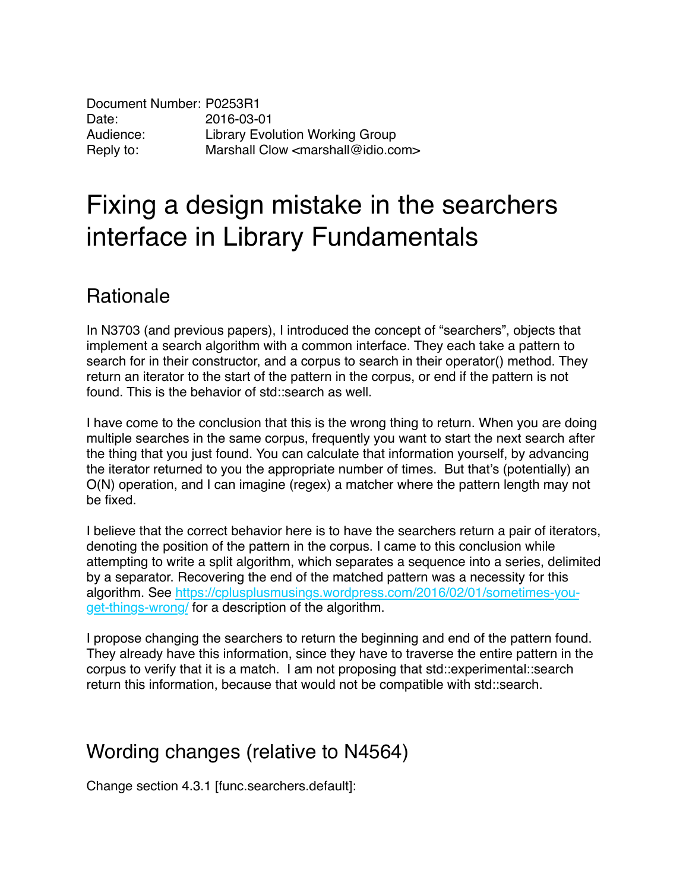Document Number: P0253R1
Date: 2016-03-01
Audience: Library Evolution Working Group
Reply to: Marshall Clow <marshall@idio.com>

# Fixing a design mistake in the searchers interface in Library Fundamentals

## Rationale

In N3703 (and previous papers), I introduced the concept of "searchers", objects that implement a search algorithm with a common interface. They each take a pattern to search for in their constructor, and a corpus to search in their operator() method. They return an iterator to the start of the pattern in the corpus, or end if the pattern is not found. This is the behavior of std::search as well.

I have come to the conclusion that this is the wrong thing to return. When you are doing multiple searches in the same corpus, frequently you want to start the next search after the thing that you just found. You can calculate that information yourself, by advancing the iterator returned to you the appropriate number of times. But that's (potentially) an O(N) operation, and I can imagine (regex) a matcher where the pattern length may not be fixed.

I believe that the correct behavior here is to have the searchers return a pair of iterators, denoting the position of the pattern in the corpus. I came to this conclusion while attempting to write a split algorithm, which separates a sequence into a series, delimited by a separator. Recovering the end of the matched pattern was a necessity for this algorithm. See [https://cplusplusmusings.wordpress.com/2016/02/01/sometimes-you-get-things-wrong/](https://cplusplusmusings.wordpress.com/2016/02/01/sometimes-you-get-things-wrong/) for a description of the algorithm.

I propose changing the searchers to return the beginning and end of the pattern found. They already have this information, since they have to traverse the entire pattern in the corpus to verify that it is a match. I am not proposing that std::experimental::search return this information, because that would not be compatible with std::search.

## Wording changes (relative to N4564)

Change section 4.3.1 [func.searchers.default]: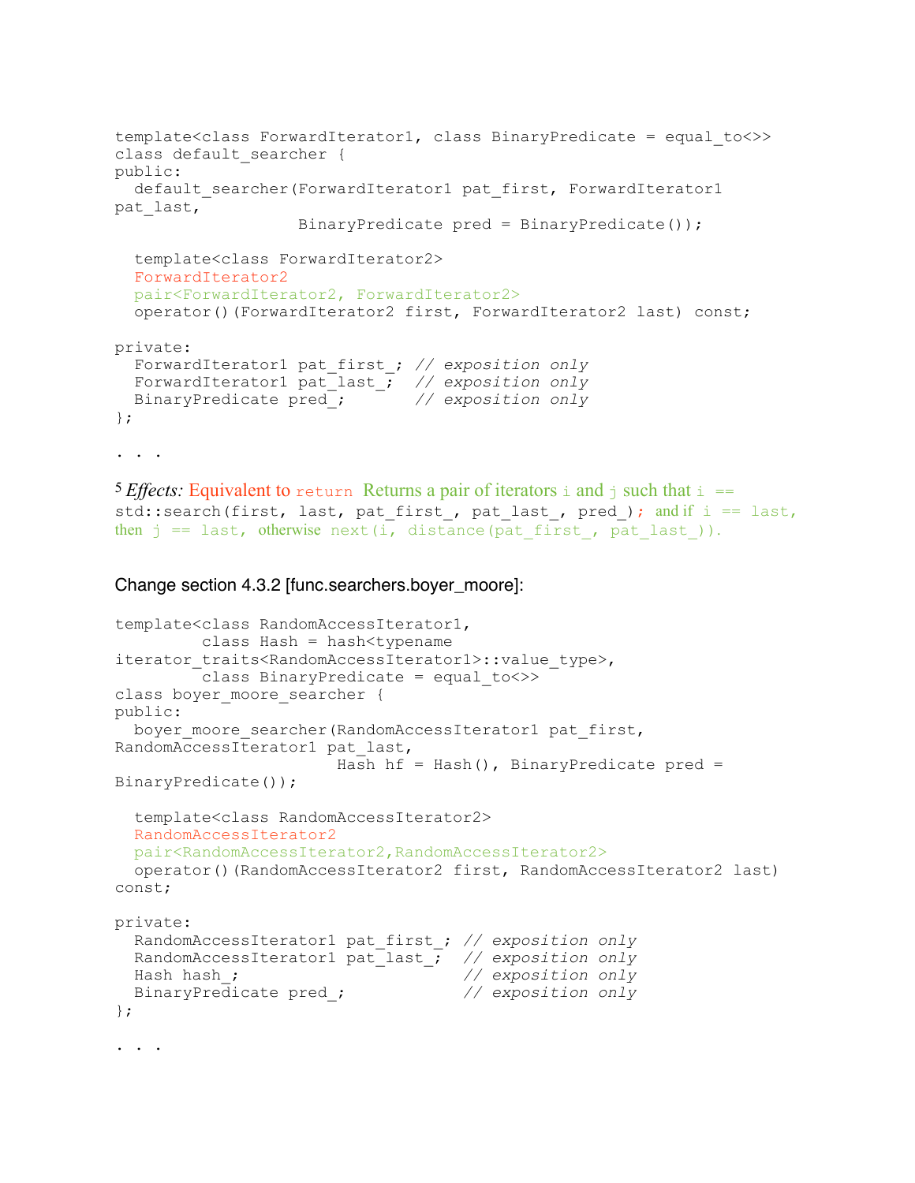```
template<class ForwardIterator1, class BinaryPredicate = equal_to<>>
class default_searcher {
public:
  default_searcher(ForwardIterator1 pat_first, ForwardIterator1
pat_last,
                   BinaryPredicate pred = BinaryPredicate());

  template<class ForwardIterator2>
  ForwardIterator2
  pair<ForwardIterator2, ForwardIterator2>
  operator()(ForwardIterator2 first, ForwardIterator2 last) const;

private:
  ForwardIterator1 pat_first_; // exposition only
  ForwardIterator1 pat_last_;  // exposition only
  BinaryPredicate pred_;       // exposition only
};
```

. . .

5 *Effects:* Equivalent to `return` Returns a pair of iterators `i` and `j` such that `i ==` `std::search(first, last, pat_first_, pat_last_, pred_)`; and if `i == last`, then `j == last`, otherwise `next(i, distance(pat_first_, pat_last_))`.

Change section 4.3.2 [func.searchers.boyer_moore]:

```
template<class RandomAccessIterator1,
         class Hash = hash<typename
iterator_traits<RandomAccessIterator1>::value_type>,
         class BinaryPredicate = equal_to<>>
class boyer_moore_searcher {
public:
  boyer_moore_searcher(RandomAccessIterator1 pat_first,
RandomAccessIterator1 pat_last,
                       Hash hf = Hash(), BinaryPredicate pred =
BinaryPredicate());

  template<class RandomAccessIterator2>
  RandomAccessIterator2
  pair<RandomAccessIterator2,RandomAccessIterator2>
  operator()(RandomAccessIterator2 first, RandomAccessIterator2 last)
const;

private:
  RandomAccessIterator1 pat_first_; // exposition only
  RandomAccessIterator1 pat_last_;  // exposition only
  Hash hash_;                       // exposition only
  BinaryPredicate pred_;            // exposition only
};
```

. . .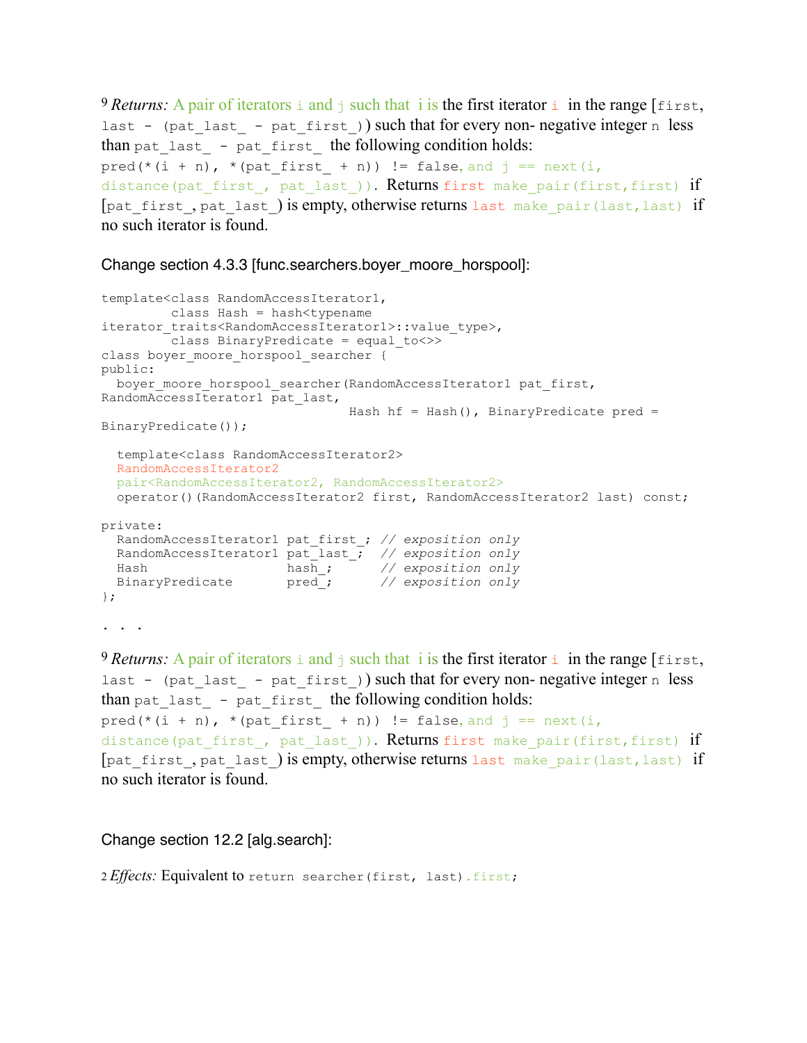[9] *Returns:* A pair of iterators `i` and `j` such that  i is the first iterator `i`  in the range [`first`, `last - (pat_last_ - pat_first_)`) such that for every non- negative integer `n`  less than `pat_last_ - pat_first_`  the following condition holds: `pred(*(i + n), *(pat_first_ + n)) != false`, and `j == next(i, distance(pat_first_, pat_last_))`. Returns `first` `make_pair(first,first)`  if [`pat_first_`, `pat_last_`) is empty, otherwise returns `last` `make_pair(last,last)`  if no such iterator is found.

Change section 4.3.3 [func.searchers.boyer_moore_horspool]:

```
template<class RandomAccessIterator1,
         class Hash = hash<typename
iterator_traits<RandomAccessIterator1>::value_type>,
         class BinaryPredicate = equal_to<>>
class boyer_moore_horspool_searcher {
public:
  boyer_moore_horspool_searcher(RandomAccessIterator1 pat_first,
RandomAccessIterator1 pat_last,
                              Hash hf = Hash(), BinaryPredicate pred =
BinaryPredicate());

  template<class RandomAccessIterator2>
  RandomAccessIterator2
  pair<RandomAccessIterator2, RandomAccessIterator2>
  operator()(RandomAccessIterator2 first, RandomAccessIterator2 last) const;

private:
  RandomAccessIterator1 pat_first_; // exposition only
  RandomAccessIterator1 pat_last_;  // exposition only
  Hash                  hash_;      // exposition only
  BinaryPredicate       pred_;      // exposition only
};
```

. . .

[9] *Returns:* A pair of iterators `i` and `j` such that  i is the first iterator `i`  in the range [`first`, `last - (pat_last_ - pat_first_)`) such that for every non- negative integer `n`  less than `pat_last_ - pat_first_`  the following condition holds: `pred(*(i + n), *(pat_first_ + n)) != false`, and `j == next(i, distance(pat_first_, pat_last_))`. Returns `first` `make_pair(first,first)`  if [`pat_first_`, `pat_last_`) is empty, otherwise returns `last` `make_pair(last,last)`  if no such iterator is found.

Change section 12.2 [alg.search]:

[2] *Effects:* Equivalent to `return searcher(first, last).first;`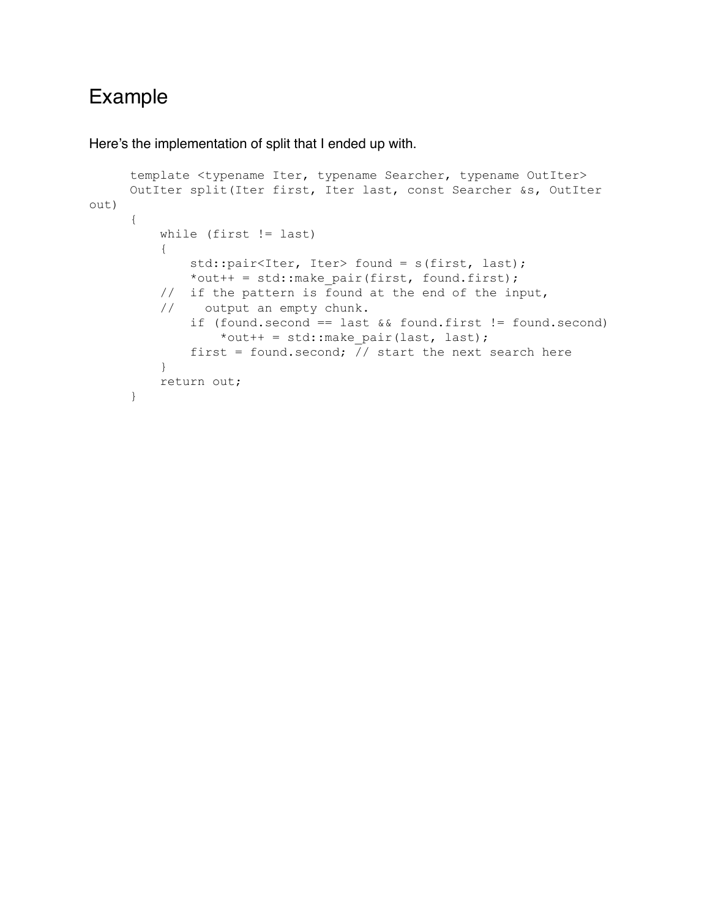# Example

Here's the implementation of split that I ended up with.

```
template <typename Iter, typename Searcher, typename OutIter>
OutIter split(Iter first, Iter last, const Searcher &s, OutIter out)
{
    while (first != last)
    {
        std::pair<Iter, Iter> found = s(first, last);
        *out++ = std::make_pair(first, found.first);
    //  if the pattern is found at the end of the input,
    //    output an empty chunk.
        if (found.second == last && found.first != found.second)
            *out++ = std::make_pair(last, last);
        first = found.second; // start the next search here
    }
    return out;
}
```